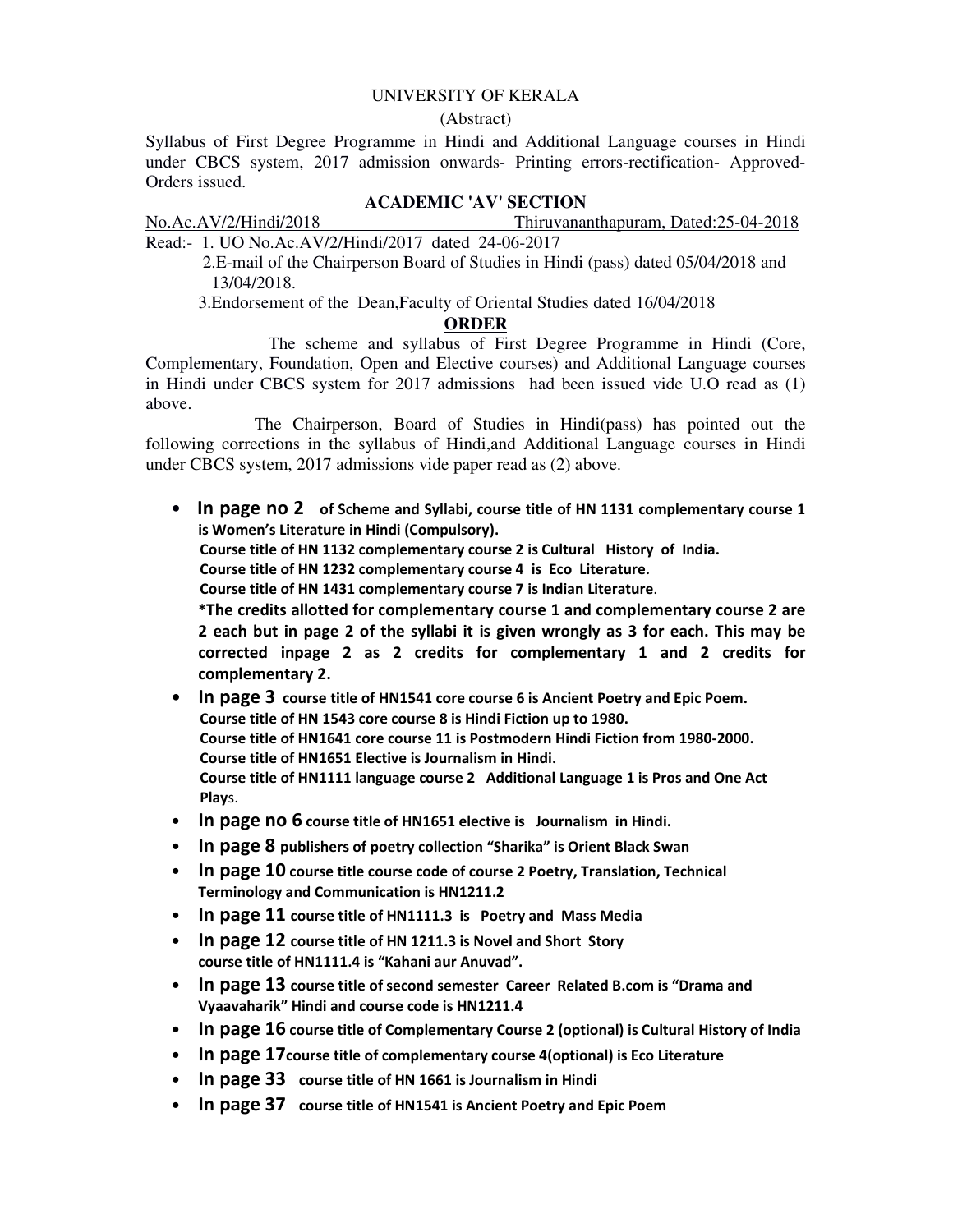# UNIVERSITY OF KERALA

(Abstract)

Syllabus of First Degree Programme in Hindi and Additional Language courses in Hindi under CBCS system, 2017 admission onwards- Printing errors-rectification- Approved- Orders issued.

## ACADEMIC 'AV' SECTION

No.Ac.AV/2/Hindi/2018 Thiruvananthapuram, Dated:25-04-2018

Read:- 1. UO No.Ac.AV/2/Hindi/2017 dated 24-06-2017

2.E-mail of the Chairperson Board of Studies in Hindi (pass) dated 05/04/2018 and 13/04/2018.

3.Endorsement of the Dean,Faculty of Oriental Studies dated 16/04/2018

## ORDER

The scheme and syllabus of First Degree Programme in Hindi (Core, Complementary, Foundation, Open and Elective courses) and Additional Language courses in Hindi under CBCS system for 2017 admissions had been issued vide U.O read as (1) above.

The Chairperson, Board of Studies in Hindi(pass) has pointed out the following corrections in the syllabus of Hindi,and Additional Language courses in Hindi under CBCS system, 2017 admissions vide paper read as (2) above.

- **In page no 2 of Scheme and Syllabi, course title of HN 1131 complementary course 1 is Women's Literature in Hindi (Compulsory).**
  **Course title of HN 1132 complementary course 2 is Cultural History of India.**
  **Course title of HN 1232 complementary course 4 is Eco Literature.**
  **Course title of HN 1431 complementary course 7 is Indian Literature.**
  **\*The credits allotted for complementary course 1 and complementary course 2 are 2 each but in page 2 of the syllabi it is given wrongly as 3 for each. This may be corrected inpage 2 as 2 credits for complementary 1 and 2 credits for complementary 2.**
- **In page 3 course title of HN1541 core course 6 is Ancient Poetry and Epic Poem.**
  **Course title of HN 1543 core course 8 is Hindi Fiction up to 1980.**
  **Course title of HN1641 core course 11 is Postmodern Hindi Fiction from 1980-2000.**
  **Course title of HN1651 Elective is Journalism in Hindi.**
  **Course title of HN1111 language course 2 Additional Language 1 is Pros and One Act Plays.**
- **In page no 6 course title of HN1651 elective is Journalism in Hindi.**
- **In page 8 publishers of poetry collection "Sharika" is Orient Black Swan**
- **In page 10 course title course code of course 2 Poetry, Translation, Technical Terminology and Communication is HN1211.2**
- **In page 11 course title of HN1111.3 is Poetry and Mass Media**
- **In page 12 course title of HN 1211.3 is Novel and Short Story**
  **course title of HN1111.4 is "Kahani aur Anuvad".**
- **In page 13 course title of second semester Career Related B.com is "Drama and Vyaavaharik" Hindi and course code is HN1211.4**
- **In page 16 course title of Complementary Course 2 (optional) is Cultural History of India**
- **In page 17 course title of complementary course 4(optional) is Eco Literature**
- **In page 33 course title of HN 1661 is Journalism in Hindi**
- **In page 37 course title of HN1541 is Ancient Poetry and Epic Poem**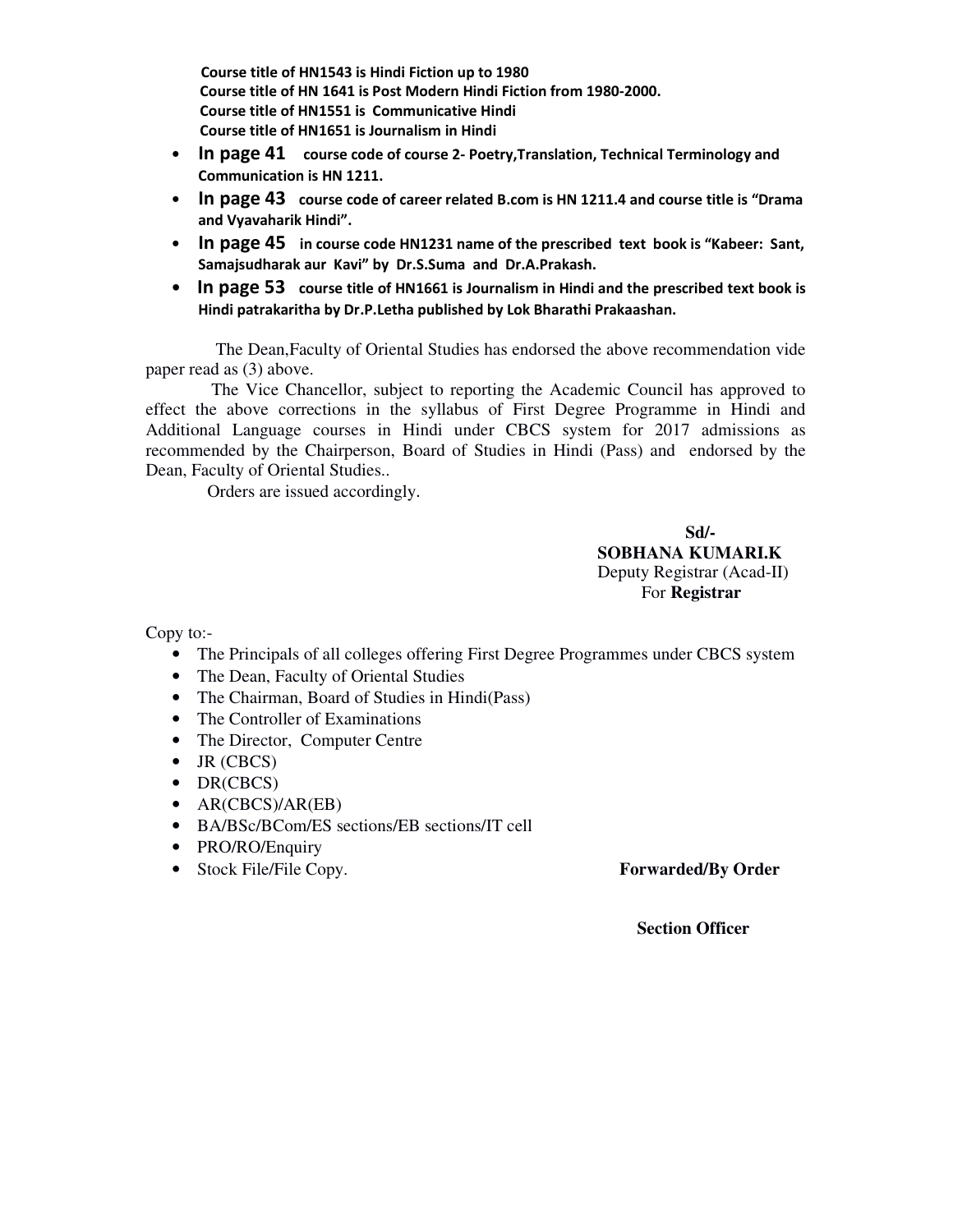**Course title of HN1543 is Hindi Fiction up to 1980**
**Course title of HN 1641 is Post Modern Hindi Fiction from 1980-2000.**
**Course title of HN1551 is Communicative Hindi**
**Course title of HN1651 is Journalism in Hindi**

- **In page 41 course code of course 2- Poetry,Translation, Technical Terminology and Communication is HN 1211.**
- **In page 43 course code of career related B.com is HN 1211.4 and course title is "Drama and Vyavaharik Hindi".**
- **In page 45 in course code HN1231 name of the prescribed text book is "Kabeer: Sant, Samajsudharak aur Kavi" by Dr.S.Suma and Dr.A.Prakash.**
- **In page 53 course title of HN1661 is Journalism in Hindi and the prescribed text book is Hindi patrakaritha by Dr.P.Letha published by Lok Bharathi Prakaashan.**

The Dean,Faculty of Oriental Studies has endorsed the above recommendation vide paper read as (3) above.

The Vice Chancellor, subject to reporting the Academic Council has approved to effect the above corrections in the syllabus of First Degree Programme in Hindi and Additional Language courses in Hindi under CBCS system for 2017 admissions as recommended by the Chairperson, Board of Studies in Hindi (Pass) and endorsed by the Dean, Faculty of Oriental Studies..

Orders are issued accordingly.

**Sd/-**
**SOBHANA KUMARI.K**
Deputy Registrar (Acad-II)
For **Registrar**

Copy to:-

- The Principals of all colleges offering First Degree Programmes under CBCS system
- The Dean, Faculty of Oriental Studies
- The Chairman, Board of Studies in Hindi(Pass)
- The Controller of Examinations
- The Director, Computer Centre
- JR (CBCS)
- DR(CBCS)
- AR(CBCS)/AR(EB)
- BA/BSc/BCom/ES sections/EB sections/IT cell
- PRO/RO/Enquiry
- Stock File/File Copy.

**Forwarded/By Order**

**Section Officer**